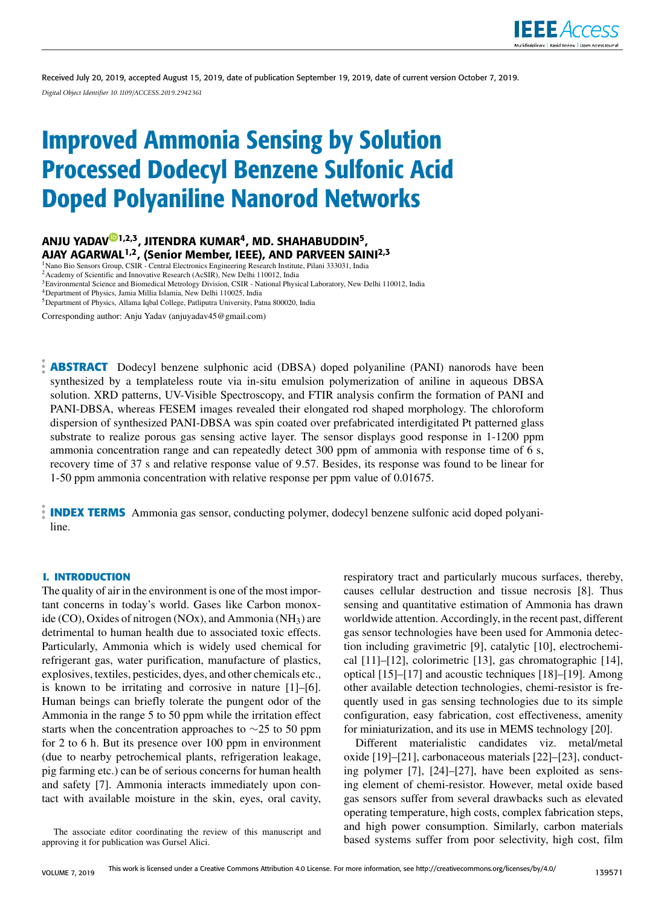Received July 20, 2019, accepted August 15, 2019, date of publication September 19, 2019, date of current version October 7, 2019.

*Digital Object Identifier 10.1109/ACCESS.2019.2942361*

# Improved Ammonia Sensing by Solution Processed Dodecyl Benzene Sulfonic Acid Doped Polyaniline Nanorod Networks

**ANJU YADAV[1,2,3], JITENDRA KUMAR[4], MD. SHAHABUDDIN[5], AJAY AGARWAL[1,2], (Senior Member, IEEE), AND PARVEEN SAINI[2,3]**

[1]Nano Bio Sensors Group, CSIR - Central Electronics Engineering Research Institute, Pilani 333031, India
[2]Academy of Scientific and Innovative Research (AcSIR), New Delhi 110012, India
[3]Environmental Science and Biomedical Metrology Division, CSIR - National Physical Laboratory, New Delhi 110012, India
[4]Department of Physics, Jamia Millia Islamia, New Delhi 110025, India
[5]Department of Physics, Allama Iqbal College, Patliputra University, Patna 800020, India

Corresponding author: Anju Yadav (anjuyadav45@gmail.com)

**ABSTRACT** Dodecyl benzene sulphonic acid (DBSA) doped polyaniline (PANI) nanorods have been synthesized by a templateless route via in-situ emulsion polymerization of aniline in aqueous DBSA solution. XRD patterns, UV-Visible Spectroscopy, and FTIR analysis confirm the formation of PANI and PANI-DBSA, whereas FESEM images revealed their elongated rod shaped morphology. The chloroform dispersion of synthesized PANI-DBSA was spin coated over prefabricated interdigitated Pt patterned glass substrate to realize porous gas sensing active layer. The sensor displays good response in 1-1200 ppm ammonia concentration range and can repeatedly detect 300 ppm of ammonia with response time of 6 s, recovery time of 37 s and relative response value of 9.57. Besides, its response was found to be linear for 1-50 ppm ammonia concentration with relative response per ppm value of 0.01675.

**INDEX TERMS** Ammonia gas sensor, conducting polymer, dodecyl benzene sulfonic acid doped polyaniline.

## I. INTRODUCTION

The quality of air in the environment is one of the most important concerns in today's world. Gases like Carbon monoxide (CO), Oxides of nitrogen (NOx), and Ammonia ($NH_3$) are detrimental to human health due to associated toxic effects. Particularly, Ammonia which is widely used chemical for refrigerant gas, water purification, manufacture of plastics, explosives, textiles, pesticides, dyes, and other chemicals etc., is known to be irritating and corrosive in nature [1]–[6]. Human beings can briefly tolerate the pungent odor of the Ammonia in the range 5 to 50 ppm while the irritation effect starts when the concentration approaches to ~25 to 50 ppm for 2 to 6 h. But its presence over 100 ppm in environment (due to nearby petrochemical plants, refrigeration leakage, pig farming etc.) can be of serious concerns for human health and safety [7]. Ammonia interacts immediately upon contact with available moisture in the skin, eyes, oral cavity, respiratory tract and particularly mucous surfaces, thereby, causes cellular destruction and tissue necrosis [8]. Thus sensing and quantitative estimation of Ammonia has drawn worldwide attention. Accordingly, in the recent past, different gas sensor technologies have been used for Ammonia detection including gravimetric [9], catalytic [10], electrochemical [11]–[12], colorimetric [13], gas chromatographic [14], optical [15]–[17] and acoustic techniques [18]–[19]. Among other available detection technologies, chemi-resistor is frequently used in gas sensing technologies due to its simple configuration, easy fabrication, cost effectiveness, amenity for miniaturization, and its use in MEMS technology [20].

Different materialistic candidates viz. metal/metal oxide [19]–[21], carbonaceous materials [22]–[23], conducting polymer [7], [24]–[27], have been exploited as sensing element of chemi-resistor. However, metal oxide based gas sensors suffer from several drawbacks such as elevated operating temperature, high costs, complex fabrication steps, and high power consumption. Similarly, carbon materials based systems suffer from poor selectivity, high cost, film

The associate editor coordinating the review of this manuscript and approving it for publication was Gursel Alici.

This work is licensed under a Creative Commons Attribution 4.0 License. For more information, see http://creativecommons.org/licenses/by/4.0/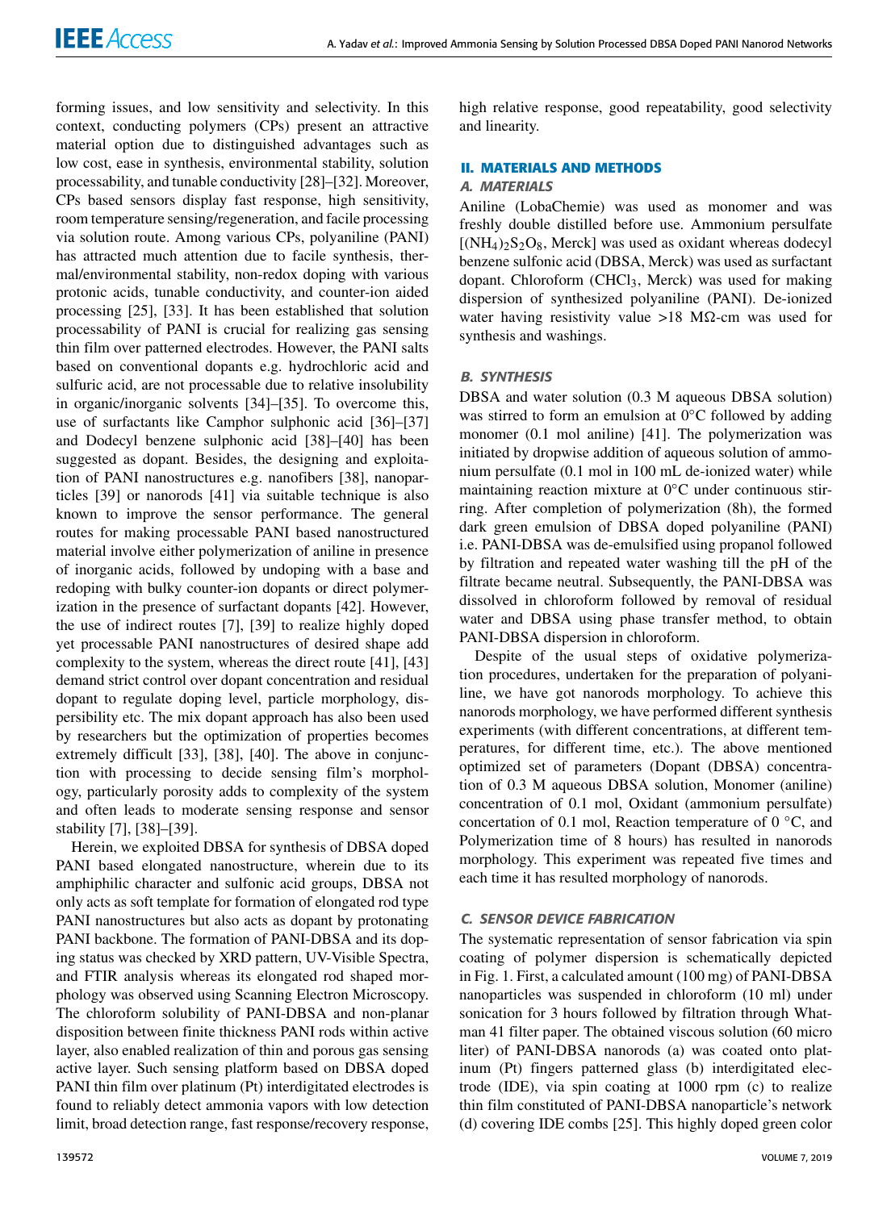forming issues, and low sensitivity and selectivity. In this context, conducting polymers (CPs) present an attractive material option due to distinguished advantages such as low cost, ease in synthesis, environmental stability, solution processability, and tunable conductivity [28]–[32]. Moreover, CPs based sensors display fast response, high sensitivity, room temperature sensing/regeneration, and facile processing via solution route. Among various CPs, polyaniline (PANI) has attracted much attention due to facile synthesis, thermal/environmental stability, non-redox doping with various protonic acids, tunable conductivity, and counter-ion aided processing [25], [33]. It has been established that solution processability of PANI is crucial for realizing gas sensing thin film over patterned electrodes. However, the PANI salts based on conventional dopants e.g. hydrochloric acid and sulfuric acid, are not processable due to relative insolubility in organic/inorganic solvents [34]–[35]. To overcome this, use of surfactants like Camphor sulphonic acid [36]–[37] and Dodecyl benzene sulphonic acid [38]–[40] has been suggested as dopant. Besides, the designing and exploitation of PANI nanostructures e.g. nanofibers [38], nanoparticles [39] or nanorods [41] via suitable technique is also known to improve the sensor performance. The general routes for making processable PANI based nanostructured material involve either polymerization of aniline in presence of inorganic acids, followed by undoping with a base and redoping with bulky counter-ion dopants or direct polymerization in the presence of surfactant dopants [42]. However, the use of indirect routes [7], [39] to realize highly doped yet processable PANI nanostructures of desired shape add complexity to the system, whereas the direct route [41], [43] demand strict control over dopant concentration and residual dopant to regulate doping level, particle morphology, dispersibility etc. The mix dopant approach has also been used by researchers but the optimization of properties becomes extremely difficult [33], [38], [40]. The above in conjunction with processing to decide sensing film's morphology, particularly porosity adds to complexity of the system and often leads to moderate sensing response and sensor stability [7], [38]–[39].

Herein, we exploited DBSA for synthesis of DBSA doped PANI based elongated nanostructure, wherein due to its amphiphilic character and sulfonic acid groups, DBSA not only acts as soft template for formation of elongated rod type PANI nanostructures but also acts as dopant by protonating PANI backbone. The formation of PANI-DBSA and its doping status was checked by XRD pattern, UV-Visible Spectra, and FTIR analysis whereas its elongated rod shaped morphology was observed using Scanning Electron Microscopy. The chloroform solubility of PANI-DBSA and non-planar disposition between finite thickness PANI rods within active layer, also enabled realization of thin and porous gas sensing active layer. Such sensing platform based on DBSA doped PANI thin film over platinum (Pt) interdigitated electrodes is found to reliably detect ammonia vapors with low detection limit, broad detection range, fast response/recovery response, high relative response, good repeatability, good selectivity and linearity.

## II. MATERIALS AND METHODS

### A. MATERIALS

Aniline (LobaChemie) was used as monomer and was freshly double distilled before use. Ammonium persulfate [$(NH_4)_2S_2O_8$, Merck] was used as oxidant whereas dodecyl benzene sulfonic acid (DBSA, Merck) was used as surfactant dopant. Chloroform ($CHCl_3$, Merck) was used for making dispersion of synthesized polyaniline (PANI). De-ionized water having resistivity value >18 MΩ-cm was used for synthesis and washings.

### B. SYNTHESIS

DBSA and water solution (0.3 M aqueous DBSA solution) was stirred to form an emulsion at 0°C followed by adding monomer (0.1 mol aniline) [41]. The polymerization was initiated by dropwise addition of aqueous solution of ammonium persulfate (0.1 mol in 100 mL de-ionized water) while maintaining reaction mixture at 0°C under continuous stirring. After completion of polymerization (8h), the formed dark green emulsion of DBSA doped polyaniline (PANI) i.e. PANI-DBSA was de-emulsified using propanol followed by filtration and repeated water washing till the pH of the filtrate became neutral. Subsequently, the PANI-DBSA was dissolved in chloroform followed by removal of residual water and DBSA using phase transfer method, to obtain PANI-DBSA dispersion in chloroform.

Despite of the usual steps of oxidative polymerization procedures, undertaken for the preparation of polyaniline, we have got nanorods morphology. To achieve this nanorods morphology, we have performed different synthesis experiments (with different concentrations, at different temperatures, for different time, etc.). The above mentioned optimized set of parameters (Dopant (DBSA) concentration of 0.3 M aqueous DBSA solution, Monomer (aniline) concentration of 0.1 mol, Oxidant (ammonium persulfate) concertation of 0.1 mol, Reaction temperature of 0 °C, and Polymerization time of 8 hours) has resulted in nanorods morphology. This experiment was repeated five times and each time it has resulted morphology of nanorods.

### C. SENSOR DEVICE FABRICATION

The systematic representation of sensor fabrication via spin coating of polymer dispersion is schematically depicted in Fig. 1. First, a calculated amount (100 mg) of PANI-DBSA nanoparticles was suspended in chloroform (10 ml) under sonication for 3 hours followed by filtration through Whatman 41 filter paper. The obtained viscous solution (60 micro liter) of PANI-DBSA nanorods (a) was coated onto platinum (Pt) fingers patterned glass (b) interdigitated electrode (IDE), via spin coating at 1000 rpm (c) to realize thin film constituted of PANI-DBSA nanoparticle's network (d) covering IDE combs [25]. This highly doped green color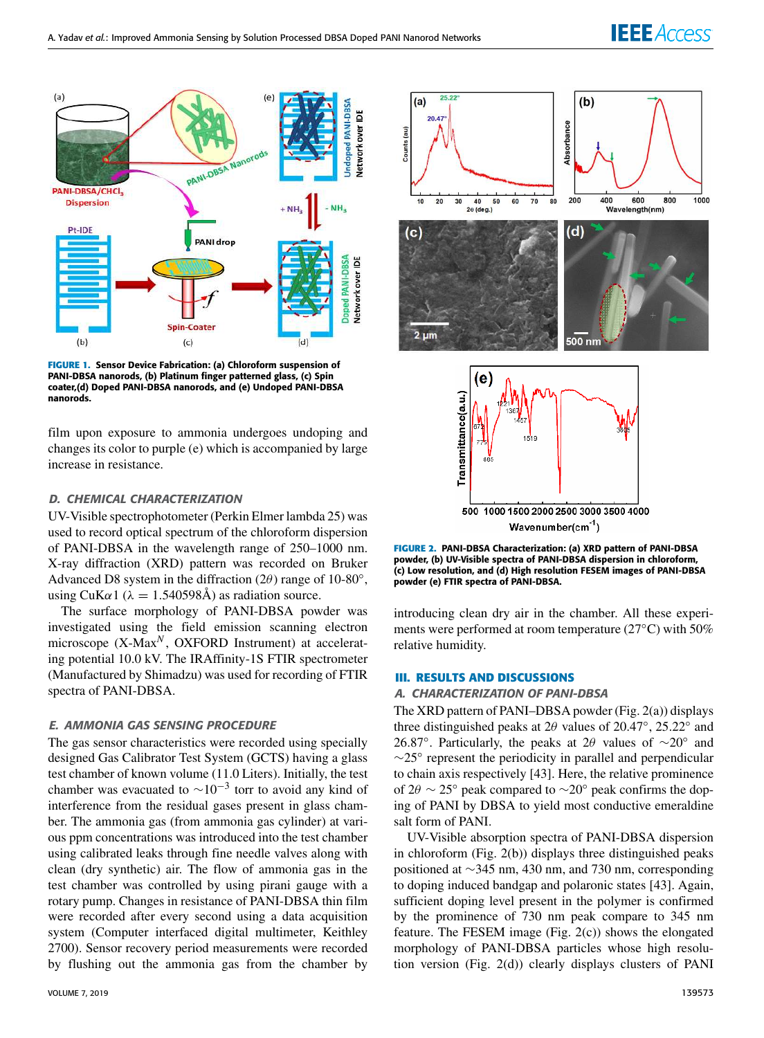**FIGURE 1.** Sensor Device Fabrication: (a) Chloroform suspension of PANI-DBSA nanorods, (b) Platinum finger patterned glass, (c) Spin coater,(d) Doped PANI-DBSA nanorods, and (e) Undoped PANI-DBSA nanorods.

film upon exposure to ammonia undergoes undoping and changes its color to purple (e) which is accompanied by large increase in resistance.

### *D. CHEMICAL CHARACTERIZATION*

UV-Visible spectrophotometer (Perkin Elmer lambda 25) was used to record optical spectrum of the chloroform dispersion of PANI-DBSA in the wavelength range of 250–1000 nm. X-ray diffraction (XRD) pattern was recorded on Bruker Advanced D8 system in the diffraction ($2\theta$) range of 10-80°, using CuK$\alpha$1 ($\lambda$ = 1.540598Å) as radiation source.

The surface morphology of PANI-DBSA powder was investigated using the field emission scanning electron microscope (X-Max$^N$, OXFORD Instrument) at accelerating potential 10.0 kV. The IRAffinity-1S FTIR spectrometer (Manufactured by Shimadzu) was used for recording of FTIR spectra of PANI-DBSA.

### *E. AMMONIA GAS SENSING PROCEDURE*

The gas sensor characteristics were recorded using specially designed Gas Calibrator Test System (GCTS) having a glass test chamber of known volume (11.0 Liters). Initially, the test chamber was evacuated to $\sim 10^{-3}$ torr to avoid any kind of interference from the residual gases present in glass chamber. The ammonia gas (from ammonia gas cylinder) at various ppm concentrations was introduced into the test chamber using calibrated leaks through fine needle valves along with clean (dry synthetic) air. The flow of ammonia gas in the test chamber was controlled by using pirani gauge with a rotary pump. Changes in resistance of PANI-DBSA thin film were recorded after every second using a data acquisition system (Computer interfaced digital multimeter, Keithley 2700). Sensor recovery period measurements were recorded by flushing out the ammonia gas from the chamber by introducing clean dry air in the chamber. All these experiments were performed at room temperature (27°C) with 50% relative humidity.

**FIGURE 2.** PANI-DBSA Characterization: (a) XRD pattern of PANI-DBSA powder, (b) UV-Visible spectra of PANI-DBSA dispersion in chloroform, (c) Low resolution, and (d) High resolution FESEM images of PANI-DBSA powder (e) FTIR spectra of PANI-DBSA.

## III. RESULTS AND DISCUSSIONS

### *A. CHARACTERIZATION OF PANI-DBSA*

The XRD pattern of PANI–DBSA powder (Fig. 2(a)) displays three distinguished peaks at $2\theta$ values of 20.47°, 25.22° and 26.87°. Particularly, the peaks at $2\theta$ values of $\sim$20° and $\sim$25° represent the periodicity in parallel and perpendicular to chain axis respectively [43]. Here, the relative prominence of $2\theta \sim 25°$ peak compared to $\sim$20° peak confirms the doping of PANI by DBSA to yield most conductive emeraldine salt form of PANI.

UV-Visible absorption spectra of PANI-DBSA dispersion in chloroform (Fig. 2(b)) displays three distinguished peaks positioned at $\sim$345 nm, 430 nm, and 730 nm, corresponding to doping induced bandgap and polaronic states [43]. Again, sufficient doping level present in the polymer is confirmed by the prominence of 730 nm peak compare to 345 nm feature. The FESEM image (Fig. 2(c)) shows the elongated morphology of PANI-DBSA particles whose high resolution version (Fig. 2(d)) clearly displays clusters of PANI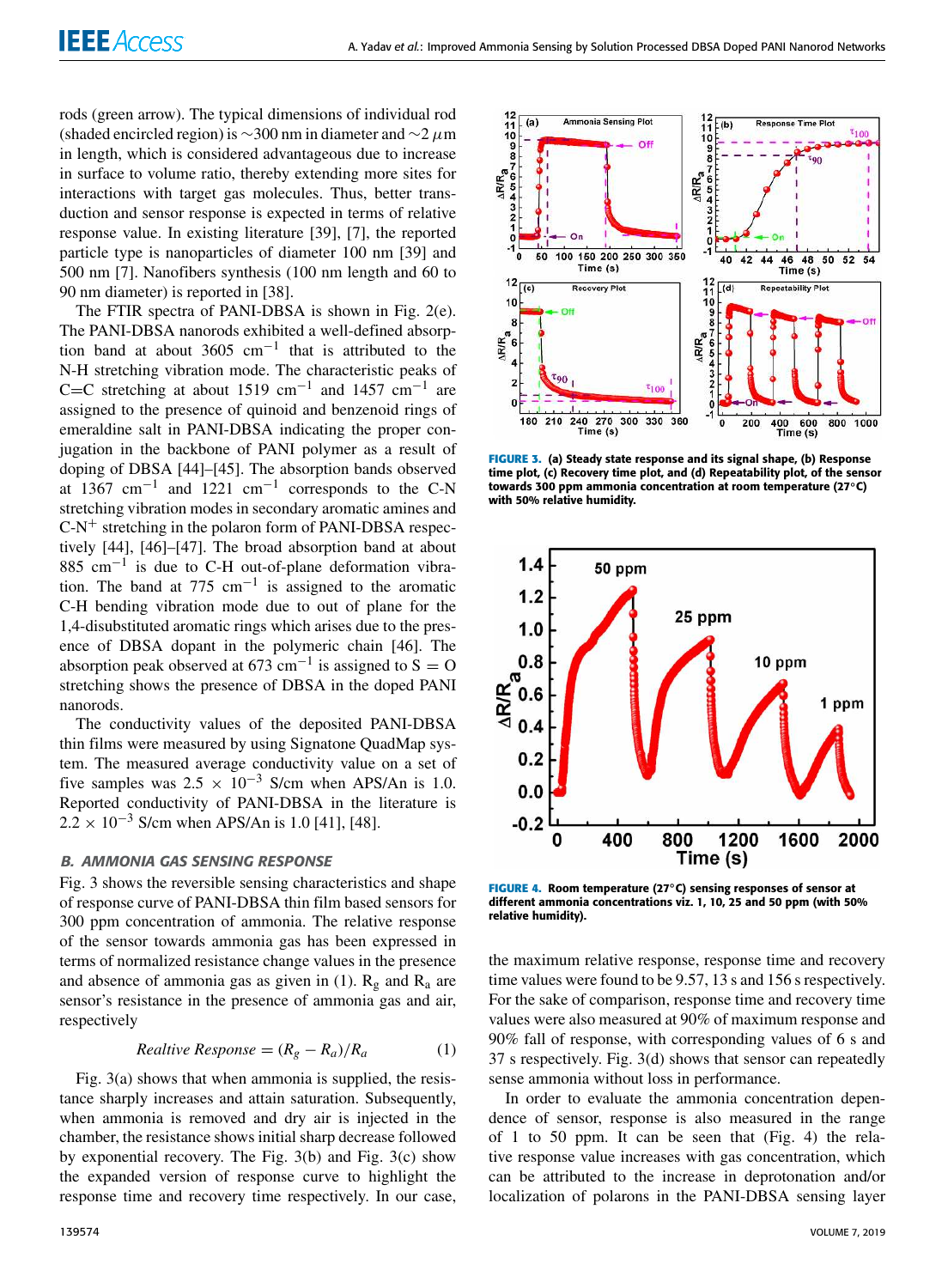rods (green arrow). The typical dimensions of individual rod (shaded encircled region) is ~300 nm in diameter and ~2 $\mu$m in length, which is considered advantageous due to increase in surface to volume ratio, thereby extending more sites for interactions with target gas molecules. Thus, better transduction and sensor response is expected in terms of relative response value. In existing literature [39], [7], the reported particle type is nanoparticles of diameter 100 nm [39] and 500 nm [7]. Nanofibers synthesis (100 nm length and 60 to 90 nm diameter) is reported in [38].

The FTIR spectra of PANI-DBSA is shown in Fig. 2(e). The PANI-DBSA nanorods exhibited a well-defined absorption band at about 3605 $cm^{-1}$ that is attributed to the N-H stretching vibration mode. The characteristic peaks of C=C stretching at about 1519 $cm^{-1}$ and 1457 $cm^{-1}$ are assigned to the presence of quinoid and benzenoid rings of emeraldine salt in PANI-DBSA indicating the proper conjugation in the backbone of PANI polymer as a result of doping of DBSA [44]–[45]. The absorption bands observed at 1367 $cm^{-1}$ and 1221 $cm^{-1}$ corresponds to the C-N stretching vibration modes in secondary aromatic amines and $C\text{-}N^{+}$ stretching in the polaron form of PANI-DBSA respectively [44], [46]–[47]. The broad absorption band at about 885 $cm^{-1}$ is due to C-H out-of-plane deformation vibration. The band at 775 $cm^{-1}$ is assigned to the aromatic C-H bending vibration mode due to out of plane for the 1,4-disubstituted aromatic rings which arises due to the presence of DBSA dopant in the polymeric chain [46]. The absorption peak observed at 673 $cm^{-1}$ is assigned to S = O stretching shows the presence of DBSA in the doped PANI nanorods.

The conductivity values of the deposited PANI-DBSA thin films were measured by using Signatone QuadMap system. The measured average conductivity value on a set of five samples was $2.5 \times 10^{-3}$ S/cm when APS/An is 1.0. Reported conductivity of PANI-DBSA in the literature is $2.2 \times 10^{-3}$ S/cm when APS/An is 1.0 [41], [48].

### B. AMMONIA GAS SENSING RESPONSE

Fig. 3 shows the reversible sensing characteristics and shape of response curve of PANI-DBSA thin film based sensors for 300 ppm concentration of ammonia. The relative response of the sensor towards ammonia gas has been expressed in terms of normalized resistance change values in the presence and absence of ammonia gas as given in (1). $R_g$ and $R_a$ are sensor's resistance in the presence of ammonia gas and air, respectively

$$Realtive\ Response = (R_g - R_a)/R_a \tag{1}$$

Fig. 3(a) shows that when ammonia is supplied, the resistance sharply increases and attain saturation. Subsequently, when ammonia is removed and dry air is injected in the chamber, the resistance shows initial sharp decrease followed by exponential recovery. The Fig. 3(b) and Fig. 3(c) show the expanded version of response curve to highlight the response time and recovery time respectively. In our case, the maximum relative response, response time and recovery time values were found to be 9.57, 13 s and 156 s respectively. For the sake of comparison, response time and recovery time values were also measured at 90% of maximum response and 90% fall of response, with corresponding values of 6 s and 37 s respectively. Fig. 3(d) shows that sensor can repeatedly sense ammonia without loss in performance.

In order to evaluate the ammonia concentration dependence of sensor, response is also measured in the range of 1 to 50 ppm. It can be seen that (Fig. 4) the relative response value increases with gas concentration, which can be attributed to the increase in deprotonation and/or localization of polarons in the PANI-DBSA sensing layer

**FIGURE 3.** (a) Steady state response and its signal shape, (b) Response time plot, (c) Recovery time plot, and (d) Repeatability plot, of the sensor towards 300 ppm ammonia concentration at room temperature (27°C) with 50% relative humidity.

**FIGURE 4.** Room temperature (27°C) sensing responses of sensor at different ammonia concentrations viz. 1, 10, 25 and 50 ppm (with 50% relative humidity).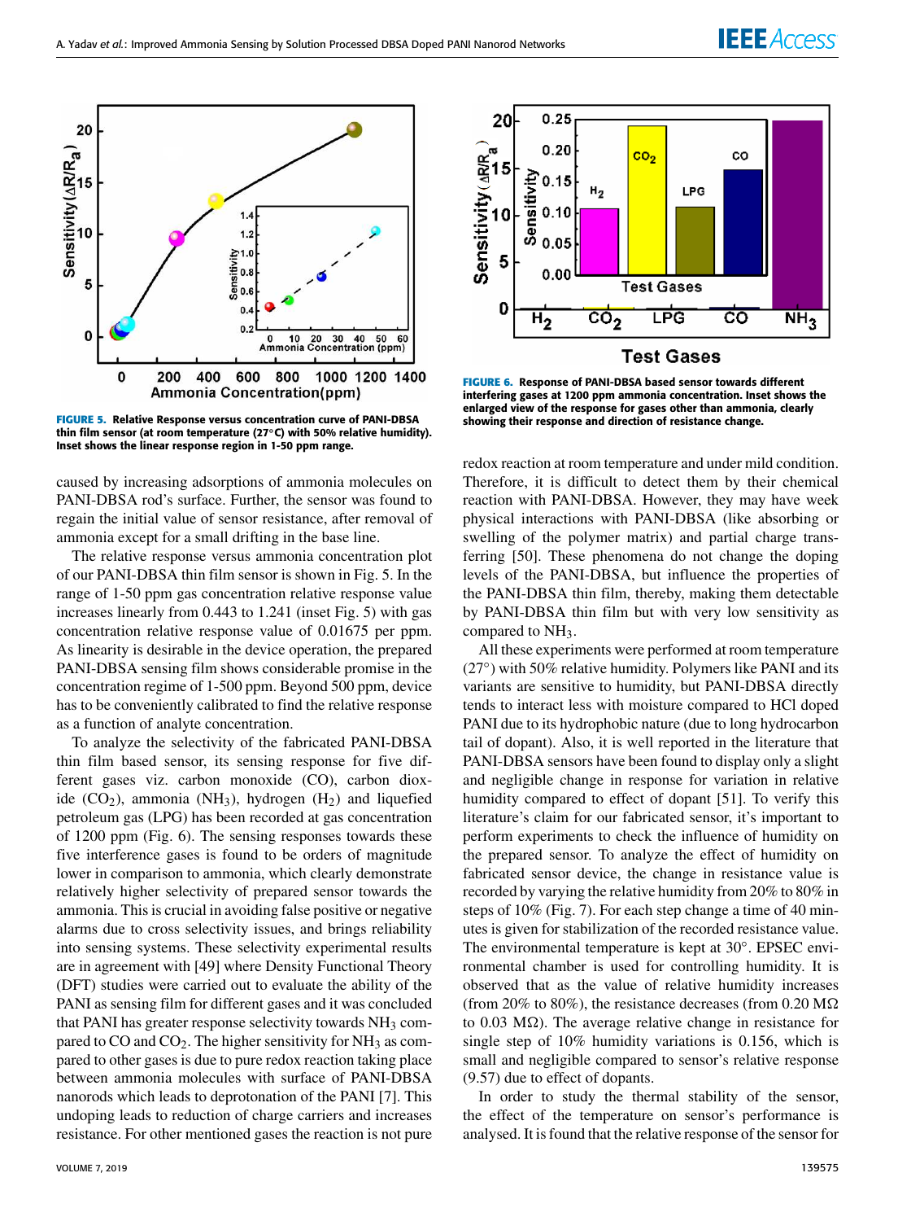**FIGURE 5.** Relative Response versus concentration curve of PANI-DBSA thin film sensor (at room temperature (27°C) with 50% relative humidity). Inset shows the linear response region in 1-50 ppm range.

caused by increasing adsorptions of ammonia molecules on PANI-DBSA rod's surface. Further, the sensor was found to regain the initial value of sensor resistance, after removal of ammonia except for a small drifting in the base line.

The relative response versus ammonia concentration plot of our PANI-DBSA thin film sensor is shown in Fig. 5. In the range of 1-50 ppm gas concentration relative response value increases linearly from 0.443 to 1.241 (inset Fig. 5) with gas concentration relative response value of 0.01675 per ppm. As linearity is desirable in the device operation, the prepared PANI-DBSA sensing film shows considerable promise in the concentration regime of 1-500 ppm. Beyond 500 ppm, device has to be conveniently calibrated to find the relative response as a function of analyte concentration.

To analyze the selectivity of the fabricated PANI-DBSA thin film based sensor, its sensing response for five different gases viz. carbon monoxide (CO), carbon dioxide ($CO_2$), ammonia ($NH_3$), hydrogen ($H_2$) and liquefied petroleum gas (LPG) has been recorded at gas concentration of 1200 ppm (Fig. 6). The sensing responses towards these five interference gases is found to be orders of magnitude lower in comparison to ammonia, which clearly demonstrate relatively higher selectivity of prepared sensor towards the ammonia. This is crucial in avoiding false positive or negative alarms due to cross selectivity issues, and brings reliability into sensing systems. These selectivity experimental results are in agreement with [49] where Density Functional Theory (DFT) studies were carried out to evaluate the ability of the PANI as sensing film for different gases and it was concluded that PANI has greater response selectivity towards $NH_3$ compared to CO and $CO_2$. The higher sensitivity for $NH_3$ as compared to other gases is due to pure redox reaction taking place between ammonia molecules with surface of PANI-DBSA nanorods which leads to deprotonation of the PANI [7]. This undoping leads to reduction of charge carriers and increases resistance. For other mentioned gases the reaction is not pure

**FIGURE 6.** Response of PANI-DBSA based sensor towards different interfering gases at 1200 ppm ammonia concentration. Inset shows the enlarged view of the response for gases other than ammonia, clearly showing their response and direction of resistance change.

redox reaction at room temperature and under mild condition. Therefore, it is difficult to detect them by their chemical reaction with PANI-DBSA. However, they may have week physical interactions with PANI-DBSA (like absorbing or swelling of the polymer matrix) and partial charge transferring [50]. These phenomena do not change the doping levels of the PANI-DBSA, but influence the properties of the PANI-DBSA thin film, thereby, making them detectable by PANI-DBSA thin film but with very low sensitivity as compared to $NH_3$.

All these experiments were performed at room temperature (27°) with 50% relative humidity. Polymers like PANI and its variants are sensitive to humidity, but PANI-DBSA directly tends to interact less with moisture compared to HCl doped PANI due to its hydrophobic nature (due to long hydrocarbon tail of dopant). Also, it is well reported in the literature that PANI-DBSA sensors have been found to display only a slight and negligible change in response for variation in relative humidity compared to effect of dopant [51]. To verify this literature's claim for our fabricated sensor, it's important to perform experiments to check the influence of humidity on the prepared sensor. To analyze the effect of humidity on fabricated sensor device, the change in resistance value is recorded by varying the relative humidity from 20% to 80% in steps of 10% (Fig. 7). For each step change a time of 40 minutes is given for stabilization of the recorded resistance value. The environmental temperature is kept at 30°. EPSEC environmental chamber is used for controlling humidity. It is observed that as the value of relative humidity increases (from 20% to 80%), the resistance decreases (from 0.20 MΩ to 0.03 MΩ). The average relative change in resistance for single step of 10% humidity variations is 0.156, which is small and negligible compared to sensor's relative response (9.57) due to effect of dopants.

In order to study the thermal stability of the sensor, the effect of the temperature on sensor's performance is analysed. It is found that the relative response of the sensor for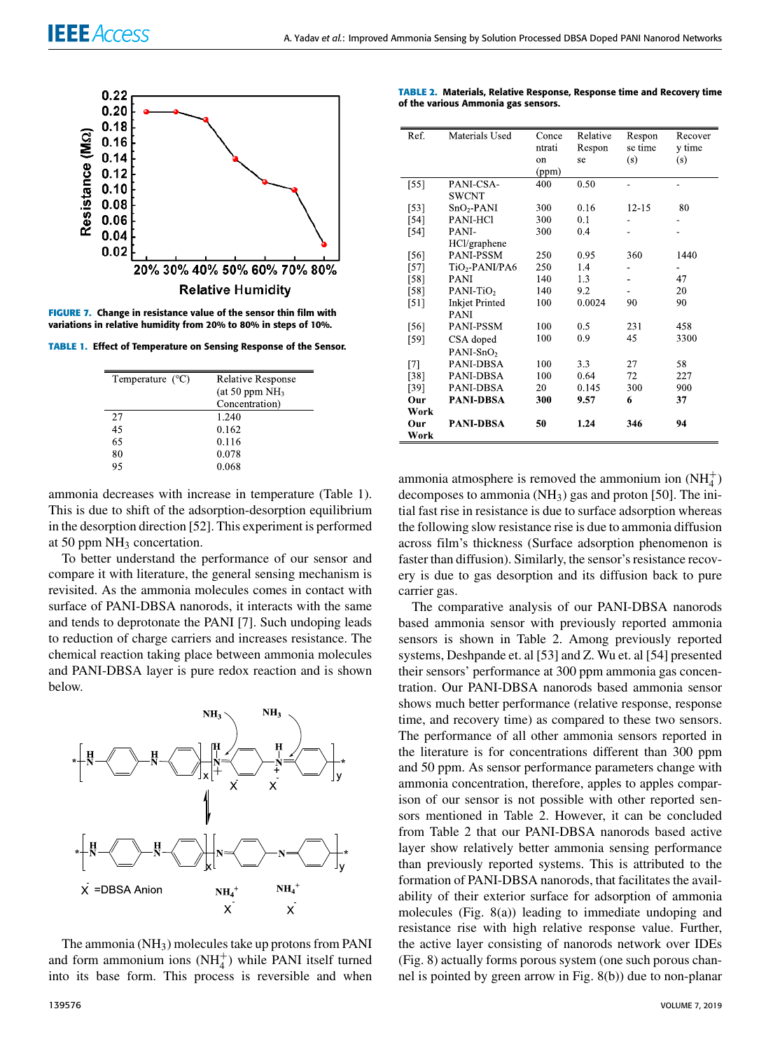FIGURE 7. Change in resistance value of the sensor thin film with variations in relative humidity from 20% to 80% in steps of 10%.

TABLE 1. Effect of Temperature on Sensing Response of the Sensor.

| Temperature (°C) | Relative Response (at 50 ppm $NH_3$ Concentration) |
|---|---|
| 27 | 1.240 |
| 45 | 0.162 |
| 65 | 0.116 |
| 80 | 0.078 |
| 95 | 0.068 |

ammonia decreases with increase in temperature (Table 1). This is due to shift of the adsorption-desorption equilibrium in the desorption direction [52]. This experiment is performed at 50 ppm $NH_3$ concertation.

To better understand the performance of our sensor and compare it with literature, the general sensing mechanism is revisited. As the ammonia molecules comes in contact with surface of PANI-DBSA nanorods, it interacts with the same and tends to deprotonate the PANI [7]. Such undoping leads to reduction of charge carriers and increases resistance. The chemical reaction taking place between ammonia molecules and PANI-DBSA layer is pure redox reaction and is shown below.

The ammonia ($NH_3$) molecules take up protons from PANI and form ammonium ions ($NH_4^+$) while PANI itself turned into its base form. This process is reversible and when ammonia atmosphere is removed the ammonium ion ($NH_4^+$) decomposes to ammonia ($NH_3$) gas and proton [50]. The initial fast rise in resistance is due to surface adsorption whereas the following slow resistance rise is due to ammonia diffusion across film's thickness (Surface adsorption phenomenon is faster than diffusion). Similarly, the sensor's resistance recovery is due to gas desorption and its diffusion back to pure carrier gas.

TABLE 2. Materials, Relative Response, Response time and Recovery time of the various Ammonia gas sensors.

| Ref. | Materials Used | Concentration (ppm) | Relative Response | Response time (s) | Recovery time (s) |
|---|---|---|---|---|---|
| [55] | PANI-CSA-SWCNT | 400 | 0.50 | - | - |
| [53] | $SnO_2$-PANI | 300 | 0.16 | 12-15 | 80 |
| [54] | PANI-HCl | 300 | 0.1 | - | - |
| [54] | PANI-HCl/graphene | 300 | 0.4 | - | - |
| [56] | PANI-PSSM | 250 | 0.95 | 360 | 1440 |
| [57] | $TiO_2$-PANI/PA6 | 250 | 1.4 | - | - |
| [58] | PANI | 140 | 1.3 | - | 47 |
| [58] | PANI-$TiO_2$ | 140 | 9.2 | - | 20 |
| [51] | Inkjet Printed PANI | 100 | 0.0024 | 90 | 90 |
| [56] | PANI-PSSM | 100 | 0.5 | 231 | 458 |
| [59] | CSA doped PANI-$SnO_2$ | 100 | 0.9 | 45 | 3300 |
| [7] | PANI-DBSA | 100 | 3.3 | 27 | 58 |
| [38] | PANI-DBSA | 100 | 0.64 | 72 | 227 |
| [39] | PANI-DBSA | 20 | 0.145 | 300 | 900 |
| **Our Work** | **PANI-DBSA** | **300** | **9.57** | **6** | **37** |
| **Our Work** | **PANI-DBSA** | **50** | **1.24** | **346** | **94** |

The comparative analysis of our PANI-DBSA nanorods based ammonia sensor with previously reported ammonia sensors is shown in Table 2. Among previously reported systems, Deshpande et. al [53] and Z. Wu et. al [54] presented their sensors' performance at 300 ppm ammonia gas concentration. Our PANI-DBSA nanorods based ammonia sensor shows much better performance (relative response, response time, and recovery time) as compared to these two sensors. The performance of all other ammonia sensors reported in the literature is for concentrations different than 300 ppm and 50 ppm. As sensor performance parameters change with ammonia concentration, therefore, apples to apples comparison of our sensor is not possible with other reported sensors mentioned in Table 2. However, it can be concluded from Table 2 that our PANI-DBSA nanorods based active layer show relatively better ammonia sensing performance than previously reported systems. This is attributed to the formation of PANI-DBSA nanorods, that facilitates the availability of their exterior surface for adsorption of ammonia molecules (Fig. 8(a)) leading to immediate undoping and resistance rise with high relative response. Further, the active layer consisting of nanorods network over IDEs (Fig. 8) actually forms porous system (one such porous channel is pointed by green arrow in Fig. 8(b)) due to non-planar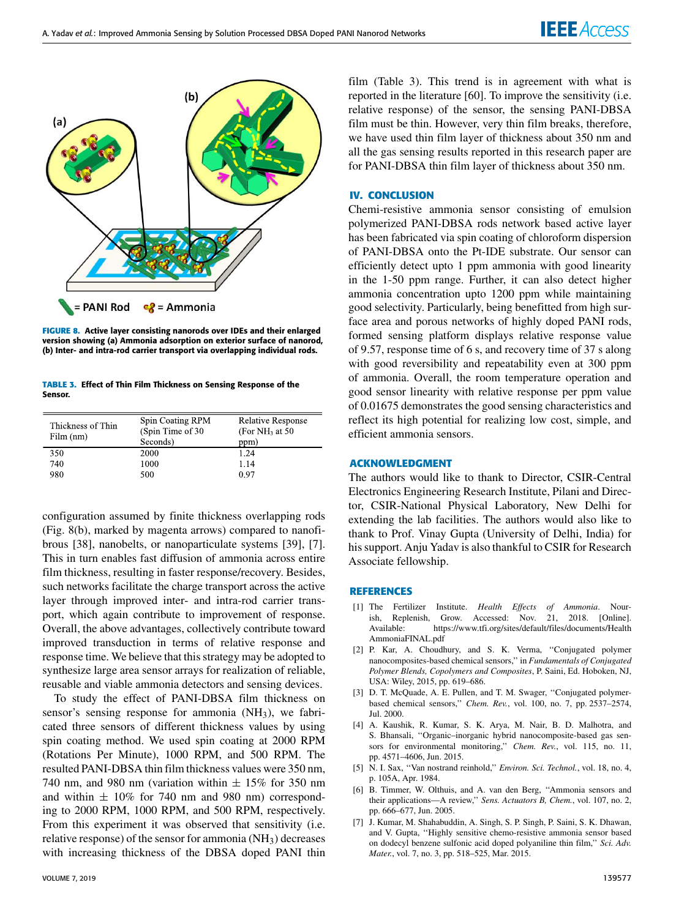FIGURE 8. Active layer consisting nanorods over IDEs and their enlarged version showing (a) Ammonia adsorption on exterior surface of nanorod, (b) Inter- and intra-rod carrier transport via overlapping individual rods.

TABLE 3. Effect of Thin Film Thickness on Sensing Response of the Sensor.

| Thickness of Thin Film (nm) | Spin Coating RPM (Spin Time of 30 Seconds) | Relative Response (For $NH_3$ at 50 ppm) |
|---|---|---|
| 350 | 2000 | 1.24 |
| 740 | 1000 | 1.14 |
| 980 | 500 | 0.97 |

configuration assumed by finite thickness overlapping rods (Fig. 8(b), marked by magenta arrows) compared to nanofibrous [38], nanobelts, or nanoparticulate systems [39], [7]. This in turn enables fast diffusion of ammonia across entire film thickness, resulting in faster response/recovery. Besides, such networks facilitate the charge transport across the active layer through improved inter- and intra-rod carrier transport, which again contribute to improvement of response. Overall, the above advantages, collectively contribute toward improved transduction in terms of relative response and response time. We believe that this strategy may be adopted to synthesize large area sensor arrays for realization of reliable, reusable and viable ammonia detectors and sensing devices.

To study the effect of PANI-DBSA film thickness on sensor's sensing response for ammonia ($NH_3$), we fabricated three sensors of different thickness values by using spin coating method. We used spin coating at 2000 RPM (Rotations Per Minute), 1000 RPM, and 500 RPM. The resulted PANI-DBSA thin film thickness values were 350 nm, 740 nm, and 980 nm (variation within $\pm$ 15% for 350 nm and within $\pm$ 10% for 740 nm and 980 nm) corresponding to 2000 RPM, 1000 RPM, and 500 RPM, respectively. From this experiment it was observed that sensitivity (i.e. relative response) of the sensor for ammonia ($NH_3$) decreases with increasing thickness of the DBSA doped PANI thin film (Table 3). This trend is in agreement with what is reported in the literature [60]. To improve the sensitivity (i.e. relative response) of the sensor, the sensing PANI-DBSA film must be thin. However, very thin film breaks, therefore, we have used thin film layer of thickness about 350 nm and all the gas sensing results reported in this research paper are for PANI-DBSA thin film layer of thickness about 350 nm.

## IV. CONCLUSION

Chemi-resistive ammonia sensor consisting of emulsion polymerized PANI-DBSA rods network based active layer has been fabricated via spin coating of chloroform dispersion of PANI-DBSA onto the Pt-IDE substrate. Our sensor can efficiently detect upto 1 ppm ammonia with good linearity in the 1-50 ppm range. Further, it can also detect higher ammonia concentration upto 1200 ppm while maintaining good selectivity. Particularly, being benefitted from high surface area and porous networks of highly doped PANI rods, formed sensing platform displays relative response value of 9.57, response time of 6 s, and recovery time of 37 s along with good reversibility and repeatability even at 300 ppm of ammonia. Overall, the room temperature operation and good sensor linearity with relative response per ppm value of 0.01675 demonstrates the good sensing characteristics and reflect its high potential for realizing low cost, simple, and efficient ammonia sensors.

## ACKNOWLEDGMENT

The authors would like to thank to Director, CSIR-Central Electronics Engineering Research Institute, Pilani and Director, CSIR-National Physical Laboratory, New Delhi for extending the lab facilities. The authors would also like to thank to Prof. Vinay Gupta (University of Delhi, India) for his support. Anju Yadav is also thankful to CSIR for Research Associate fellowship.

## REFERENCES

[1] The Fertilizer Institute. *Health Effects of Ammonia*. Nourish, Replenish, Grow. Accessed: Nov. 21, 2018. [Online]. Available: https://www.tfi.org/sites/default/files/documents/HealthAmmoniaFINAL.pdf

[2] P. Kar, A. Choudhury, and S. K. Verma, "Conjugated polymer nanocomposites-based chemical sensors," in *Fundamentals of Conjugated Polymer Blends, Copolymers and Composites*, P. Saini, Ed. Hoboken, NJ, USA: Wiley, 2015, pp. 619–686.

[3] D. T. McQuade, A. E. Pullen, and T. M. Swager, "Conjugated polymer-based chemical sensors," *Chem. Rev.*, vol. 100, no. 7, pp. 2537–2574, Jul. 2000.

[4] A. Kaushik, R. Kumar, S. K. Arya, M. Nair, B. D. Malhotra, and S. Bhansali, "Organic–inorganic hybrid nanocomposite-based gas sensors for environmental monitoring," *Chem. Rev.*, vol. 115, no. 11, pp. 4571–4606, Jun. 2015.

[5] N. I. Sax, "Van nostrand reinhold," *Environ. Sci. Technol.*, vol. 18, no. 4, p. 105A, Apr. 1984.

[6] B. Timmer, W. Olthuis, and A. van den Berg, "Ammonia sensors and their applications—A review," *Sens. Actuators B, Chem.*, vol. 107, no. 2, pp. 666–677, Jun. 2005.

[7] J. Kumar, M. Shahabuddin, A. Singh, S. P. Singh, P. Saini, S. K. Dhawan, and V. Gupta, "Highly sensitive chemo-resistive ammonia sensor based on dodecyl benzene sulfonic acid doped polyaniline thin film," *Sci. Adv. Mater.*, vol. 7, no. 3, pp. 518–525, Mar. 2015.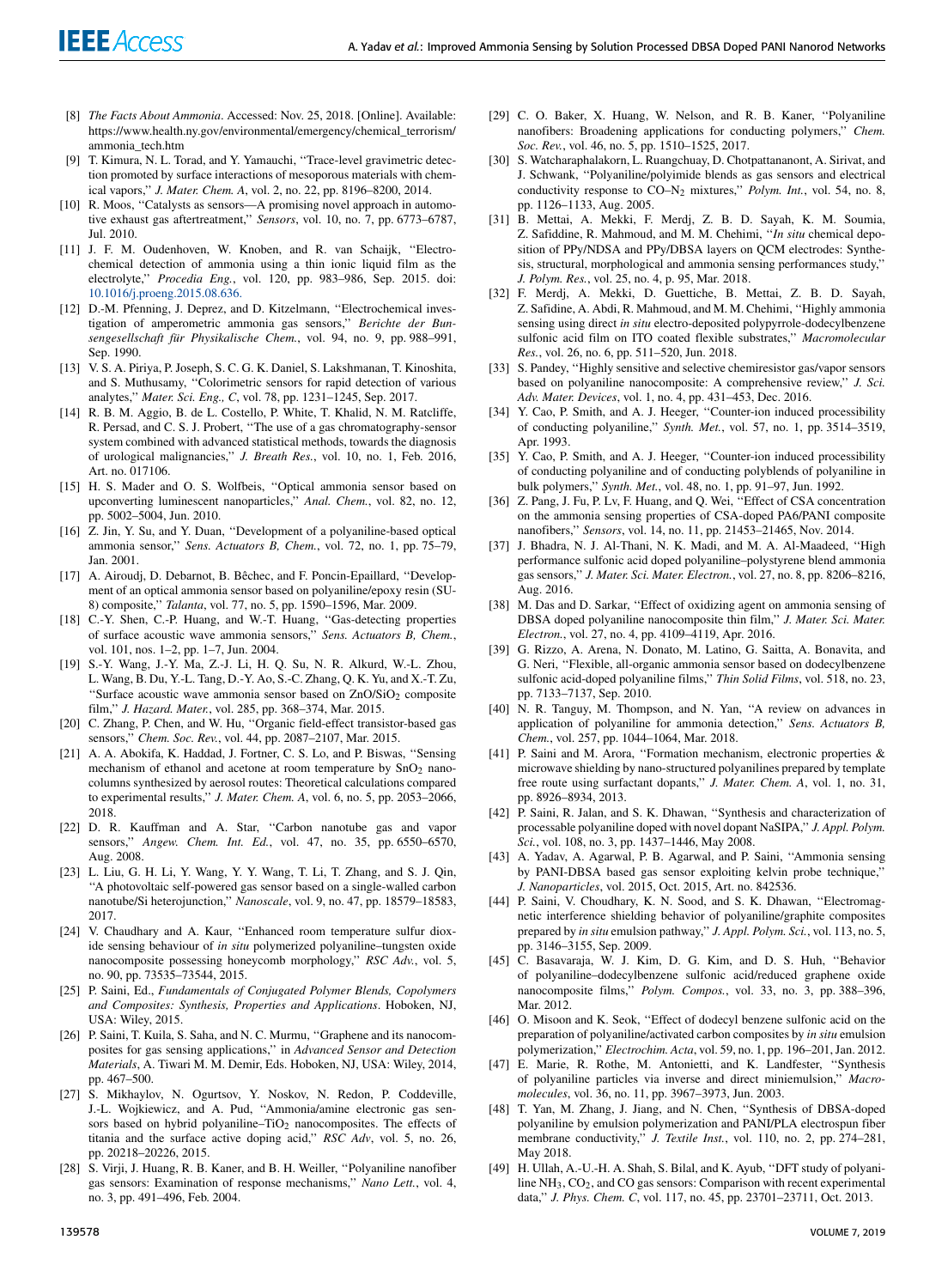[8] *The Facts About Ammonia*. Accessed: Nov. 25, 2018. [Online]. Available: https://www.health.ny.gov/environmental/emergency/chemical_terrorism/ammonia_tech.htm

[9] T. Kimura, N. L. Torad, and Y. Yamauchi, "Trace-level gravimetric detection promoted by surface interactions of mesoporous materials with chemical vapors," *J. Mater. Chem. A*, vol. 2, no. 22, pp. 8196–8200, 2014.

[10] R. Moos, "Catalysts as sensors—A promising novel approach in automotive exhaust gas aftertreatment," *Sensors*, vol. 10, no. 7, pp. 6773–6787, Jul. 2010.

[11] J. F. M. Oudenhoven, W. Knoben, and R. van Schaijk, "Electrochemical detection of ammonia using a thin ionic liquid film as the electrolyte," *Procedia Eng.*, vol. 120, pp. 983–986, Sep. 2015. doi: 10.1016/j.proeng.2015.08.636.

[12] D.-M. Pfenning, J. Deprez, and D. Kitzelmann, "Electrochemical investigation of amperometric ammonia gas sensors," *Berichte der Bunsengesellschaft für Physikalische Chem.*, vol. 94, no. 9, pp. 988–991, Sep. 1990.

[13] V. S. A. Piriya, P. Joseph, S. C. G. K. Daniel, S. Lakshmanan, T. Kinoshita, and S. Muthusamy, "Colorimetric sensors for rapid detection of various analytes," *Mater. Sci. Eng., C*, vol. 78, pp. 1231–1245, Sep. 2017.

[14] R. B. M. Aggio, B. de L. Costello, P. White, T. Khalid, N. M. Ratcliffe, R. Persad, and C. S. J. Probert, "The use of a gas chromatography-sensor system combined with advanced statistical methods, towards the diagnosis of urological malignancies," *J. Breath Res.*, vol. 10, no. 1, Feb. 2016, Art. no. 017106.

[15] H. S. Mader and O. S. Wolfbeis, "Optical ammonia sensor based on upconverting luminescent nanoparticles," *Anal. Chem.*, vol. 82, no. 12, pp. 5002–5004, Jun. 2010.

[16] Z. Jin, Y. Su, and Y. Duan, "Development of a polyaniline-based optical ammonia sensor," *Sens. Actuators B, Chem.*, vol. 72, no. 1, pp. 75–79, Jan. 2001.

[17] A. Airoudj, D. Debarnot, B. Bêchec, and F. Poncin-Epaillard, "Development of an optical ammonia sensor based on polyaniline/epoxy resin (SU-8) composite," *Talanta*, vol. 77, no. 5, pp. 1590–1596, Mar. 2009.

[18] C.-Y. Shen, C.-P. Huang, and W.-T. Huang, "Gas-detecting properties of surface acoustic wave ammonia sensors," *Sens. Actuators B, Chem.*, vol. 101, nos. 1–2, pp. 1–7, Jun. 2004.

[19] S.-Y. Wang, J.-Y. Ma, Z.-J. Li, H. Q. Su, N. R. Alkurd, W.-L. Zhou, L. Wang, B. Du, Y.-L. Tang, D.-Y. Ao, S.-C. Zhang, Q. K. Yu, and X.-T. Zu, "Surface acoustic wave ammonia sensor based on $ZnO/SiO_2$ composite film," *J. Hazard. Mater.*, vol. 285, pp. 368–374, Mar. 2015.

[20] C. Zhang, P. Chen, and W. Hu, "Organic field-effect transistor-based gas sensors," *Chem. Soc. Rev.*, vol. 44, pp. 2087–2107, Mar. 2015.

[21] A. A. Abokifa, K. Haddad, J. Fortner, C. S. Lo, and P. Biswas, "Sensing mechanism of ethanol and acetone at room temperature by $SnO_2$ nano-columns synthesized by aerosol routes: Theoretical calculations compared to experimental results," *J. Mater. Chem. A*, vol. 6, no. 5, pp. 2053–2066, 2018.

[22] D. R. Kauffman and A. Star, "Carbon nanotube gas and vapor sensors," *Angew. Chem. Int. Ed.*, vol. 47, no. 35, pp. 6550–6570, Aug. 2008.

[23] L. Liu, G. H. Li, Y. Wang, Y. Y. Wang, T. Li, T. Zhang, and S. J. Qin, "A photovoltaic self-powered gas sensor based on a single-walled carbon nanotube/Si heterojunction," *Nanoscale*, vol. 9, no. 47, pp. 18579–18583, 2017.

[24] V. Chaudhary and A. Kaur, "Enhanced room temperature sulfur dioxide sensing behaviour of *in situ* polymerized polyaniline–tungsten oxide nanocomposite possessing honeycomb morphology," *RSC Adv.*, vol. 5, no. 90, pp. 73535–73544, 2015.

[25] P. Saini, Ed., *Fundamentals of Conjugated Polymer Blends, Copolymers and Composites: Synthesis, Properties and Applications*. Hoboken, NJ, USA: Wiley, 2015.

[26] P. Saini, T. Kuila, S. Saha, and N. C. Murmu, "Graphene and its nanocomposites for gas sensing applications," in *Advanced Sensor and Detection Materials*, A. Tiwari M. M. Demir, Eds. Hoboken, NJ, USA: Wiley, 2014, pp. 467–500.

[27] S. Mikhaylov, N. Ogurtsov, Y. Noskov, N. Redon, P. Coddeville, J.-L. Wojkiewicz, and A. Pud, "Ammonia/amine electronic gas sensors based on hybrid polyaniline–$TiO_2$ nanocomposites. The effects of titania and the surface active doping acid," *RSC Adv*, vol. 5, no. 26, pp. 20218–20226, 2015.

[28] S. Virji, J. Huang, R. B. Kaner, and B. H. Weiller, "Polyaniline nanofiber gas sensors: Examination of response mechanisms," *Nano Lett.*, vol. 4, no. 3, pp. 491–496, Feb. 2004.

[29] C. O. Baker, X. Huang, W. Nelson, and R. B. Kaner, "Polyaniline nanofibers: Broadening applications for conducting polymers," *Chem. Soc. Rev.*, vol. 46, no. 5, pp. 1510–1525, 2017.

[30] S. Watcharaphalakorn, L. Ruangchuay, D. Chotpattananont, A. Sirivat, and J. Schwank, "Polyaniline/polyimide blends as gas sensors and electrical conductivity response to $CO–N_2$ mixtures," *Polym. Int.*, vol. 54, no. 8, pp. 1126–1133, Aug. 2005.

[31] B. Mettai, A. Mekki, F. Merdj, Z. B. D. Sayah, K. M. Soumia, Z. Safiddine, R. Mahmoud, and M. M. Chehimi, "*In situ* chemical deposition of PPy/NDSA and PPy/DBSA layers on QCM electrodes: Synthesis, structural, morphological and ammonia sensing performances study," *J. Polym. Res.*, vol. 25, no. 4, p. 95, Mar. 2018.

[32] F. Merdj, A. Mekki, D. Guettiche, B. Mettai, Z. B. D. Sayah, Z. Safidine, A. Abdi, R. Mahmoud, and M. M. Chehimi, "Highly ammonia sensing using direct *in situ* electro-deposited polypyrrole-dodecylbenzene sulfonic acid film on ITO coated flexible substrates," *Macromolecular Res.*, vol. 26, no. 6, pp. 511–520, Jun. 2018.

[33] S. Pandey, "Highly sensitive and selective chemiresistor gas/vapor sensors based on polyaniline nanocomposite: A comprehensive review," *J. Sci. Adv. Mater. Devices*, vol. 1, no. 4, pp. 431–453, Dec. 2016.

[34] Y. Cao, P. Smith, and A. J. Heeger, "Counter-ion induced processibility of conducting polyaniline," *Synth. Met.*, vol. 57, no. 1, pp. 3514–3519, Apr. 1993.

[35] Y. Cao, P. Smith, and A. J. Heeger, "Counter-ion induced processibility of conducting polyaniline and of conducting polyblends of polyaniline in bulk polymers," *Synth. Met.*, vol. 48, no. 1, pp. 91–97, Jun. 1992.

[36] Z. Pang, J. Fu, P. Lv, F. Huang, and Q. Wei, "Effect of CSA concentration on the ammonia sensing properties of CSA-doped PA6/PANI composite nanofibers," *Sensors*, vol. 14, no. 11, pp. 21453–21465, Nov. 2014.

[37] J. Bhadra, N. J. Al-Thani, N. K. Madi, and M. A. Al-Maadeed, "High performance sulfonic acid doped polyaniline–polystyrene blend ammonia gas sensors," *J. Mater. Sci. Mater. Electron.*, vol. 27, no. 8, pp. 8206–8216, Aug. 2016.

[38] M. Das and D. Sarkar, "Effect of oxidizing agent on ammonia sensing of DBSA doped polyaniline nanocomposite thin film," *J. Mater. Sci. Mater. Electron.*, vol. 27, no. 4, pp. 4109–4119, Apr. 2016.

[39] G. Rizzo, A. Arena, N. Donato, M. Latino, G. Saitta, A. Bonavita, and G. Neri, "Flexible, all-organic ammonia sensor based on dodecylbenzene sulfonic acid-doped polyaniline films," *Thin Solid Films*, vol. 518, no. 23, pp. 7133–7137, Sep. 2010.

[40] N. R. Tanguy, M. Thompson, and N. Yan, "A review on advances in application of polyaniline for ammonia detection," *Sens. Actuators B, Chem.*, vol. 257, pp. 1044–1064, Mar. 2018.

[41] P. Saini and M. Arora, "Formation mechanism, electronic properties & microwave shielding by nano-structured polyanilines prepared by template free route using surfactant dopants," *J. Mater. Chem. A*, vol. 1, no. 31, pp. 8926–8934, 2013.

[42] P. Saini, R. Jalan, and S. K. Dhawan, "Synthesis and characterization of processable polyaniline doped with novel dopant NaSIPA," *J. Appl. Polym. Sci.*, vol. 108, no. 3, pp. 1437–1446, May 2008.

[43] A. Yadav, A. Agarwal, P. B. Agarwal, and P. Saini, "Ammonia sensing by PANI-DBSA based gas sensor exploiting kelvin probe technique," *J. Nanoparticles*, vol. 2015, Oct. 2015, Art. no. 842536.

[44] P. Saini, V. Choudhary, K. N. Sood, and S. K. Dhawan, "Electromagnetic interference shielding behavior of polyaniline/graphite composites prepared by *in situ* emulsion pathway," *J. Appl. Polym. Sci.*, vol. 113, no. 5, pp. 3146–3155, Sep. 2009.

[45] C. Basavaraja, W. J. Kim, D. G. Kim, and D. S. Huh, "Behavior of polyaniline–dodecylbenzene sulfonic acid/reduced graphene oxide nanocomposite films," *Polym. Compos.*, vol. 33, no. 3, pp. 388–396, Mar. 2012.

[46] O. Misoon and K. Seok, "Effect of dodecyl benzene sulfonic acid on the preparation of polyaniline/activated carbon composites by *in situ* emulsion polymerization," *Electrochim. Acta*, vol. 59, no. 1, pp. 196–201, Jan. 2012.

[47] E. Marie, R. Rothe, M. Antonietti, and K. Landfester, "Synthesis of polyaniline particles via inverse and direct miniemulsion," *Macromolecules*, vol. 36, no. 11, pp. 3967–3973, Jun. 2003.

[48] T. Yan, M. Zhang, J. Jiang, and N. Chen, "Synthesis of DBSA-doped polyaniline by emulsion polymerization and PANI/PLA electrospun fiber membrane conductivity," *J. Textile Inst.*, vol. 110, no. 2, pp. 274–281, May 2018.

[49] H. Ullah, A.-U.-H. A. Shah, S. Bilal, and K. Ayub, "DFT study of polyaniline $NH_3$, $CO_2$, and CO gas sensors: Comparison with recent experimental data," *J. Phys. Chem. C*, vol. 117, no. 45, pp. 23701–23711, Oct. 2013.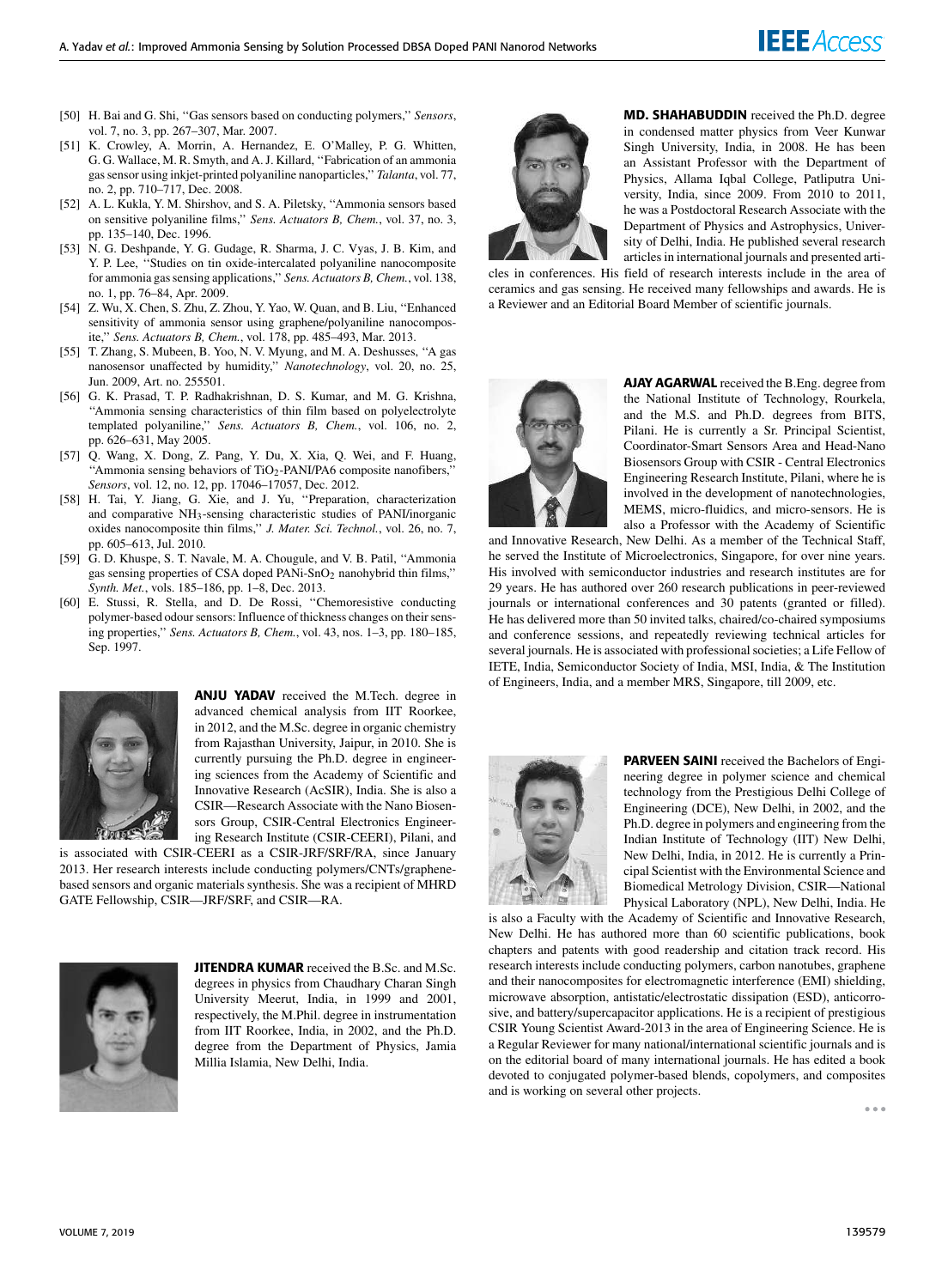[50] H. Bai and G. Shi, "Gas sensors based on conducting polymers," *Sensors*, vol. 7, no. 3, pp. 267–307, Mar. 2007.

[51] K. Crowley, A. Morrin, A. Hernandez, E. O'Malley, P. G. Whitten, G. G. Wallace, M. R. Smyth, and A. J. Killard, "Fabrication of an ammonia gas sensor using inkjet-printed polyaniline nanoparticles," *Talanta*, vol. 77, no. 2, pp. 710–717, Dec. 2008.

[52] A. L. Kukla, Y. M. Shirshov, and S. A. Piletsky, "Ammonia sensors based on sensitive polyaniline films," *Sens. Actuators B, Chem.*, vol. 37, no. 3, pp. 135–140, Dec. 1996.

[53] N. G. Deshpande, Y. G. Gudage, R. Sharma, J. C. Vyas, J. B. Kim, and Y. P. Lee, "Studies on tin oxide-intercalated polyaniline nanocomposite for ammonia gas sensing applications," *Sens. Actuators B, Chem.*, vol. 138, no. 1, pp. 76–84, Apr. 2009.

[54] Z. Wu, X. Chen, S. Zhu, Z. Zhou, Y. Yao, W. Quan, and B. Liu, "Enhanced sensitivity of ammonia sensor using graphene/polyaniline nanocomposite," *Sens. Actuators B, Chem.*, vol. 178, pp. 485–493, Mar. 2013.

[55] T. Zhang, S. Mubeen, B. Yoo, N. V. Myung, and M. A. Deshusses, "A gas nanosensor unaffected by humidity," *Nanotechnology*, vol. 20, no. 25, Jun. 2009, Art. no. 255501.

[56] G. K. Prasad, T. P. Radhakrishnan, D. S. Kumar, and M. G. Krishna, "Ammonia sensing characteristics of thin film based on polyelectrolyte templated polyaniline," *Sens. Actuators B, Chem.*, vol. 106, no. 2, pp. 626–631, May 2005.

[57] Q. Wang, X. Dong, Z. Pang, Y. Du, X. Xia, Q. Wei, and F. Huang, "Ammonia sensing behaviors of $TiO_2$-PANI/PA6 composite nanofibers," *Sensors*, vol. 12, no. 12, pp. 17046–17057, Dec. 2012.

[58] H. Tai, Y. Jiang, G. Xie, and J. Yu, "Preparation, characterization and comparative $NH_3$-sensing characteristic studies of PANI/inorganic oxides nanocomposite thin films," *J. Mater. Sci. Technol.*, vol. 26, no. 7, pp. 605–613, Jul. 2010.

[59] G. D. Khuspe, S. T. Navale, M. A. Chougule, and V. B. Patil, "Ammonia gas sensing properties of CSA doped PANi-$SnO_2$ nanohybrid thin films," *Synth. Met.*, vols. 185–186, pp. 1–8, Dec. 2013.

[60] E. Stussi, R. Stella, and D. De Rossi, "Chemoresistive conducting polymer-based odour sensors: Influence of thickness changes on their sensing properties," *Sens. Actuators B, Chem.*, vol. 43, nos. 1–3, pp. 180–185, Sep. 1997.

**ANJU YADAV** received the M.Tech. degree in advanced chemical analysis from IIT Roorkee, in 2012, and the M.Sc. degree in organic chemistry from Rajasthan University, Jaipur, in 2010. She is currently pursuing the Ph.D. degree in engineering sciences from the Academy of Scientific and Innovative Research (AcSIR), India. She is also a CSIR—Research Associate with the Nano Biosensors Group, CSIR-Central Electronics Engineering Research Institute (CSIR-CEERI), Pilani, and is associated with CSIR-CEERI as a CSIR-JRF/SRF/RA, since January 2013. Her research interests include conducting polymers/CNTs/graphene-based sensors and organic materials synthesis. She was a recipient of MHRD GATE Fellowship, CSIR—JRF/SRF, and CSIR—RA.

**JITENDRA KUMAR** received the B.Sc. and M.Sc. degrees in physics from Chaudhary Charan Singh University Meerut, India, in 1999 and 2001, respectively, the M.Phil. degree in instrumentation from IIT Roorkee, India, in 2002, and the Ph.D. degree from the Department of Physics, Jamia Millia Islamia, New Delhi, India.

**MD. SHAHABUDDIN** received the Ph.D. degree in condensed matter physics from Veer Kunwar Singh University, India, in 2008. He has been an Assistant Professor with the Department of Physics, Allama Iqbal College, Patliputra University, India, since 2009. From 2010 to 2011, he was a Postdoctoral Research Associate with the Department of Physics and Astrophysics, University of Delhi, India. He published several research articles in international journals and presented articles in conferences. His field of research interests include in the area of ceramics and gas sensing. He received many fellowships and awards. He is a Reviewer and an Editorial Board Member of scientific journals.

**AJAY AGARWAL** received the B.Eng. degree from the National Institute of Technology, Rourkela, and the M.S. and Ph.D. degrees from BITS, Pilani. He is currently a Sr. Principal Scientist, Coordinator-Smart Sensors Area and Head-Nano Biosensors Group with CSIR - Central Electronics Engineering Research Institute, Pilani, where he is involved in the development of nanotechnologies, MEMS, micro-fluidics, and micro-sensors. He is also a Professor with the Academy of Scientific and Innovative Research, New Delhi. As a member of the Technical Staff, he served the Institute of Microelectronics, Singapore, for over nine years. His involved with semiconductor industries and research institutes are for 29 years. He has authored over 260 research publications in peer-reviewed journals or international conferences and 30 patents (granted or filled). He has delivered more than 50 invited talks, chaired/co-chaired symposiums and conference sessions, and repeatedly reviewing technical articles for several journals. He is associated with professional societies; a Life Fellow of IETE, India, Semiconductor Society of India, MSI, India, & The Institution of Engineers, India, and a member MRS, Singapore, till 2009, etc.

**PARVEEN SAINI** received the Bachelors of Engineering degree in polymer science and chemical technology from the Prestigious Delhi College of Engineering (DCE), New Delhi, in 2002, and the Ph.D. degree in polymers and engineering from the Indian Institute of Technology (IIT) New Delhi, New Delhi, India, in 2012. He is currently a Principal Scientist with the Environmental Science and Biomedical Metrology Division, CSIR—National Physical Laboratory (NPL), New Delhi, India. He is also a Faculty with the Academy of Scientific and Innovative Research, New Delhi. He has authored more than 60 scientific publications, book chapters and patents with good readership and citation track record. His research interests include conducting polymers, carbon nanotubes, graphene and their nanocomposites for electromagnetic interference (EMI) shielding, microwave absorption, antistatic/electrostatic dissipation (ESD), anticorrosive, and battery/supercapacitor applications. He is a recipient of prestigious CSIR Young Scientist Award-2013 in the area of Engineering Science. He is a Regular Reviewer for many national/international scientific journals and is on the editorial board of many international journals. He has edited a book devoted to conjugated polymer-based blends, copolymers, and composites and is working on several other projects.